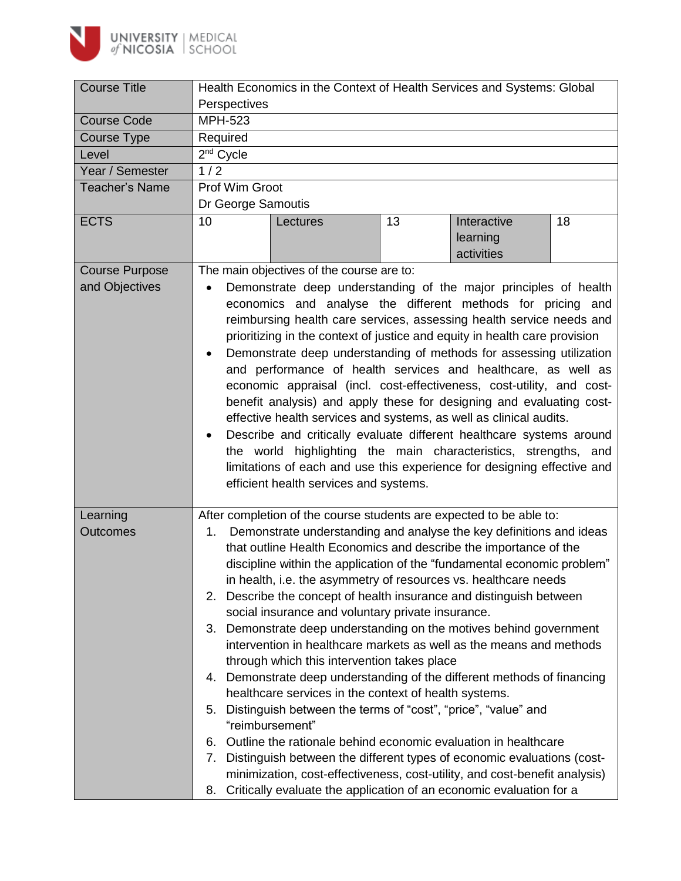| Course Title | Health Economics in the Context of Health Services and Systems: Global Perspectives | | | | |
|---|---|---|---|---|---|
| Course Code | MPH-523 | | | | |
| Course Type | Required | | | | |
| Level | 2nd Cycle | | | | |
| Year / Semester | 1 / 2 | | | | |
| Teacher's Name | Prof Wim Groot<br>Dr George Samoutis | | | | |
| ECTS | 10 | Lectures | 13 | Interactive learning activities | 18 |
| Course Purpose and Objectives | The main objectives of the course are to:<br>• Demonstrate deep understanding of the major principles of health economics and analyse the different methods for pricing and reimbursing health care services, assessing health service needs and prioritizing in the context of justice and equity in health care provision<br>• Demonstrate deep understanding of methods for assessing utilization and performance of health services and healthcare, as well as economic appraisal (incl. cost-effectiveness, cost-utility, and cost-benefit analysis) and apply these for designing and evaluating cost-effective health services and systems, as well as clinical audits.<br>• Describe and critically evaluate different healthcare systems around the world highlighting the main characteristics, strengths, and limitations of each and use this experience for designing effective and efficient health services and systems. | | | | |
| Learning Outcomes | After completion of the course students are expected to be able to:<br>1. Demonstrate understanding and analyse the key definitions and ideas that outline Health Economics and describe the importance of the discipline within the application of the "fundamental economic problem" in health, i.e. the asymmetry of resources vs. healthcare needs<br>2. Describe the concept of health insurance and distinguish between social insurance and voluntary private insurance.<br>3. Demonstrate deep understanding on the motives behind government intervention in healthcare markets as well as the means and methods through which this intervention takes place<br>4. Demonstrate deep understanding of the different methods of financing healthcare services in the context of health systems.<br>5. Distinguish between the terms of "cost", "price", "value" and "reimbursement"<br>6. Outline the rationale behind economic evaluation in healthcare<br>7. Distinguish between the different types of economic evaluations (cost-minimization, cost-effectiveness, cost-utility, and cost-benefit analysis)<br>8. Critically evaluate the application of an economic evaluation for a | | | | |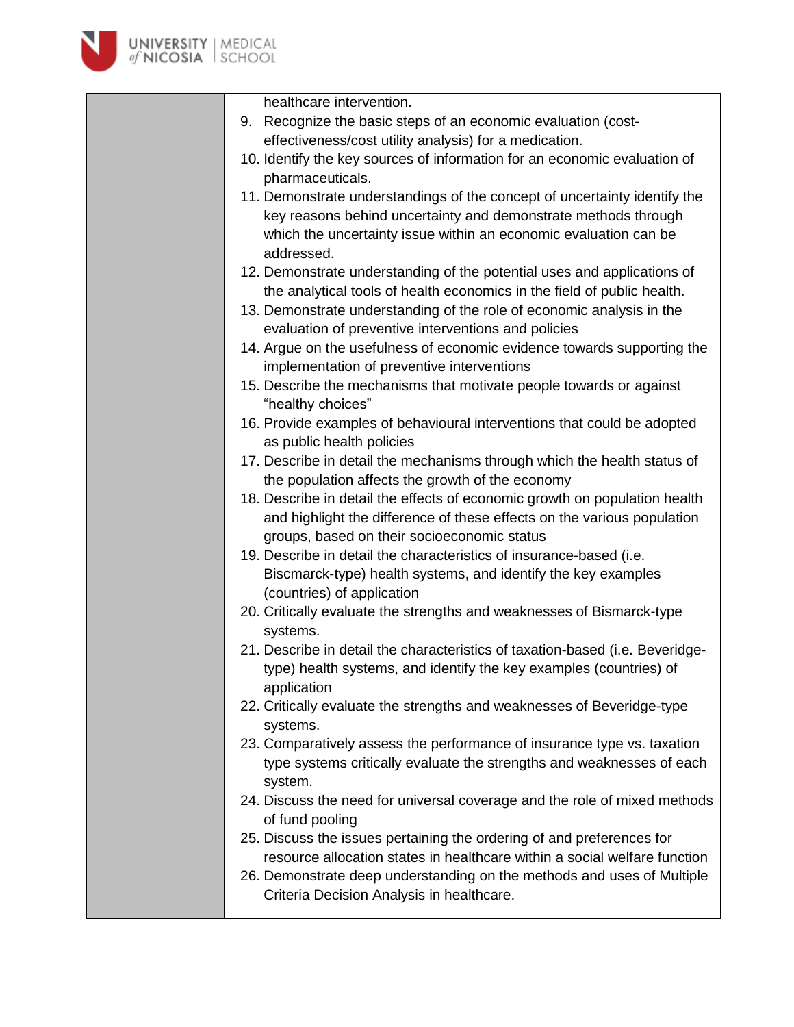| | |
|---|---|
| | healthcare intervention.<br>9. Recognize the basic steps of an economic evaluation (cost-effectiveness/cost utility analysis) for a medication.<br>10. Identify the key sources of information for an economic evaluation of pharmaceuticals.<br>11. Demonstrate understandings of the concept of uncertainty identify the key reasons behind uncertainty and demonstrate methods through which the uncertainty issue within an economic evaluation can be addressed.<br>12. Demonstrate understanding of the potential uses and applications of the analytical tools of health economics in the field of public health.<br>13. Demonstrate understanding of the role of economic analysis in the evaluation of preventive interventions and policies<br>14. Argue on the usefulness of economic evidence towards supporting the implementation of preventive interventions<br>15. Describe the mechanisms that motivate people towards or against "healthy choices"<br>16. Provide examples of behavioural interventions that could be adopted as public health policies<br>17. Describe in detail the mechanisms through which the health status of the population affects the growth of the economy<br>18. Describe in detail the effects of economic growth on population health and highlight the difference of these effects on the various population groups, based on their socioeconomic status<br>19. Describe in detail the characteristics of insurance-based (i.e. Biscmarck-type) health systems, and identify the key examples (countries) of application<br>20. Critically evaluate the strengths and weaknesses of Bismarck-type systems.<br>21. Describe in detail the characteristics of taxation-based (i.e. Beveridge-type) health systems, and identify the key examples (countries) of application<br>22. Critically evaluate the strengths and weaknesses of Beveridge-type systems.<br>23. Comparatively assess the performance of insurance type vs. taxation type systems critically evaluate the strengths and weaknesses of each system.<br>24. Discuss the need for universal coverage and the role of mixed methods of fund pooling<br>25. Discuss the issues pertaining the ordering of and preferences for resource allocation states in healthcare within a social welfare function<br>26. Demonstrate deep understanding on the methods and uses of Multiple Criteria Decision Analysis in healthcare. |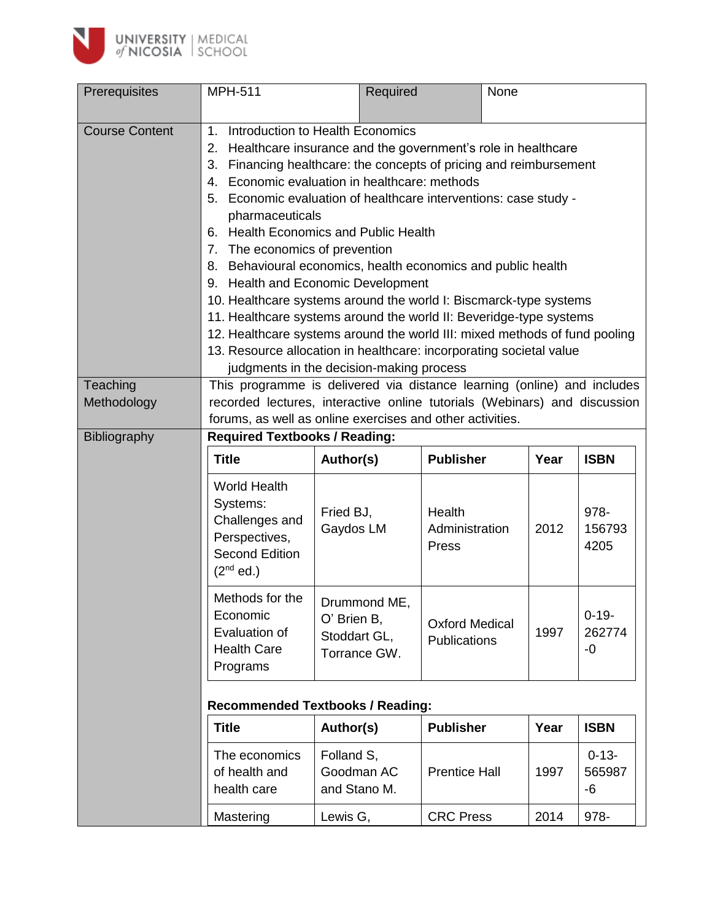| Prerequisites | MPH-511 | Required | None |
|---|---|---|---|

**Course Content**

1. Introduction to Health Economics
2. Healthcare insurance and the government's role in healthcare
3. Financing healthcare: the concepts of pricing and reimbursement
4. Economic evaluation in healthcare: methods
5. Economic evaluation of healthcare interventions: case study - pharmaceuticals
6. Health Economics and Public Health
7. The economics of prevention
8. Behavioural economics, health economics and public health
9. Health and Economic Development
10. Healthcare systems around the world I: Biscmarck-type systems
11. Healthcare systems around the world II: Beveridge-type systems
12. Healthcare systems around the world III: mixed methods of fund pooling
13. Resource allocation in healthcare: incorporating societal value judgments in the decision-making process

**Teaching Methodology**

This programme is delivered via distance learning (online) and includes recorded lectures, interactive online tutorials (Webinars) and discussion forums, as well as online exercises and other activities.

**Bibliography**

**Required Textbooks / Reading:**

| Title | Author(s) | Publisher | Year | ISBN |
|---|---|---|---|---|
| World Health Systems: Challenges and Perspectives, Second Edition (2nd ed.) | Fried BJ, Gaydos LM | Health Administration Press | 2012 | 978-1567934205 |
| Methods for the Economic Evaluation of Health Care Programs | Drummond ME, O' Brien B, Stoddart GL, Torrance GW. | Oxford Medical Publications | 1997 | 0-19-262774-0 |

**Recommended Textbooks / Reading:**

| Title | Author(s) | Publisher | Year | ISBN |
|---|---|---|---|---|
| The economics of health and health care | Folland S, Goodman AC and Stano M. | Prentice Hall | 1997 | 0-13-565987-6 |
| Mastering | Lewis G, | CRC Press | 2014 | 978- |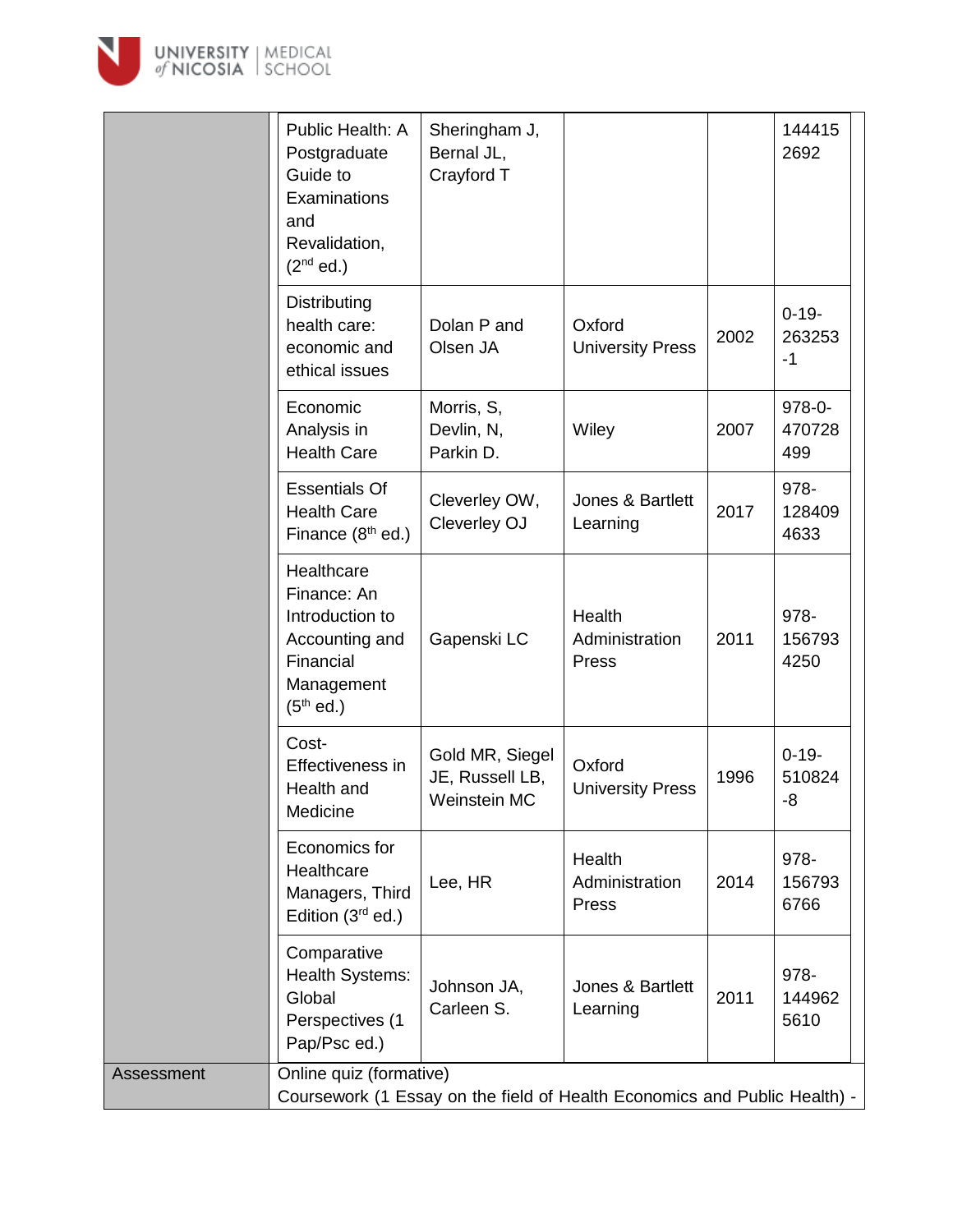| | Title | Authors | Publisher | Year | ISBN |
|---|---|---|---|---|---|
| | Public Health: A Postgraduate Guide to Examinations and Revalidation, (2nd ed.) | Sheringham J, Bernal JL, Crayford T | | | 1444152692 |
| | Distributing health care: economic and ethical issues | Dolan P and Olsen JA | Oxford University Press | 2002 | 0-19-263253-1 |
| | Economic Analysis in Health Care | Morris, S, Devlin, N, Parkin D. | Wiley | 2007 | 978-0-470728499 |
| | Essentials Of Health Care Finance (8th ed.) | Cleverley OW, Cleverley OJ | Jones & Bartlett Learning | 2017 | 978-1284094633 |
| | Healthcare Finance: An Introduction to Accounting and Financial Management (5th ed.) | Gapenski LC | Health Administration Press | 2011 | 978-1567934250 |
| | Cost-Effectiveness in Health and Medicine | Gold MR, Siegel JE, Russell LB, Weinstein MC | Oxford University Press | 1996 | 0-19-510824-8 |
| | Economics for Healthcare Managers, Third Edition (3rd ed.) | Lee, HR | Health Administration Press | 2014 | 978-1567936766 |
| | Comparative Health Systems: Global Perspectives (1 Pap/Psc ed.) | Johnson JA, Carleen S. | Jones & Bartlett Learning | 2011 | 978-1449625610 |
| Assessment | Online quiz (formative)<br>Coursework (1 Essay on the field of Health Economics and Public Health) - | | | | |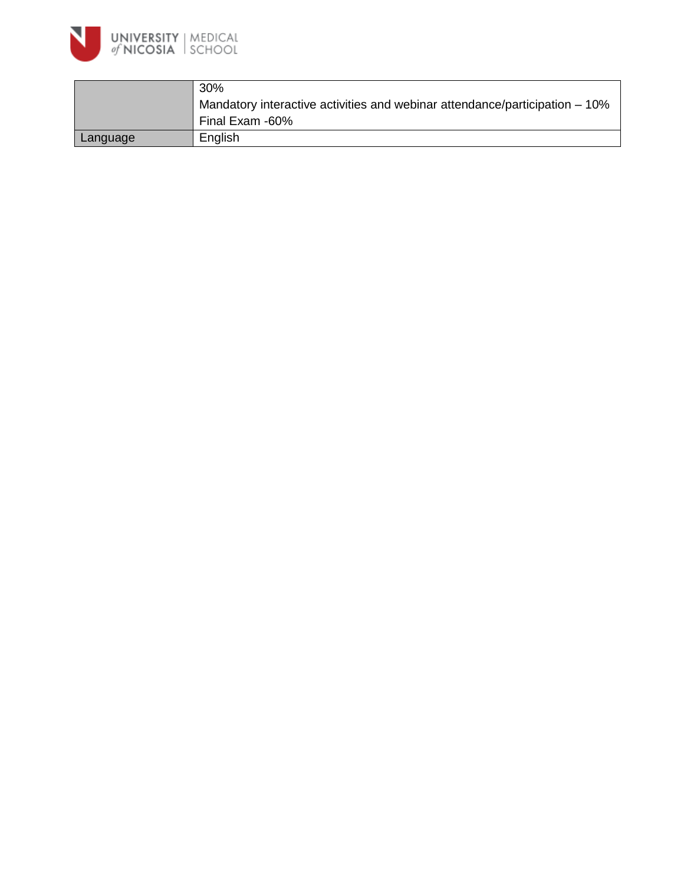| | |
|---|---|
| | 30%<br>Mandatory interactive activities and webinar attendance/participation – 10%<br>Final Exam -60% |
| Language | English |